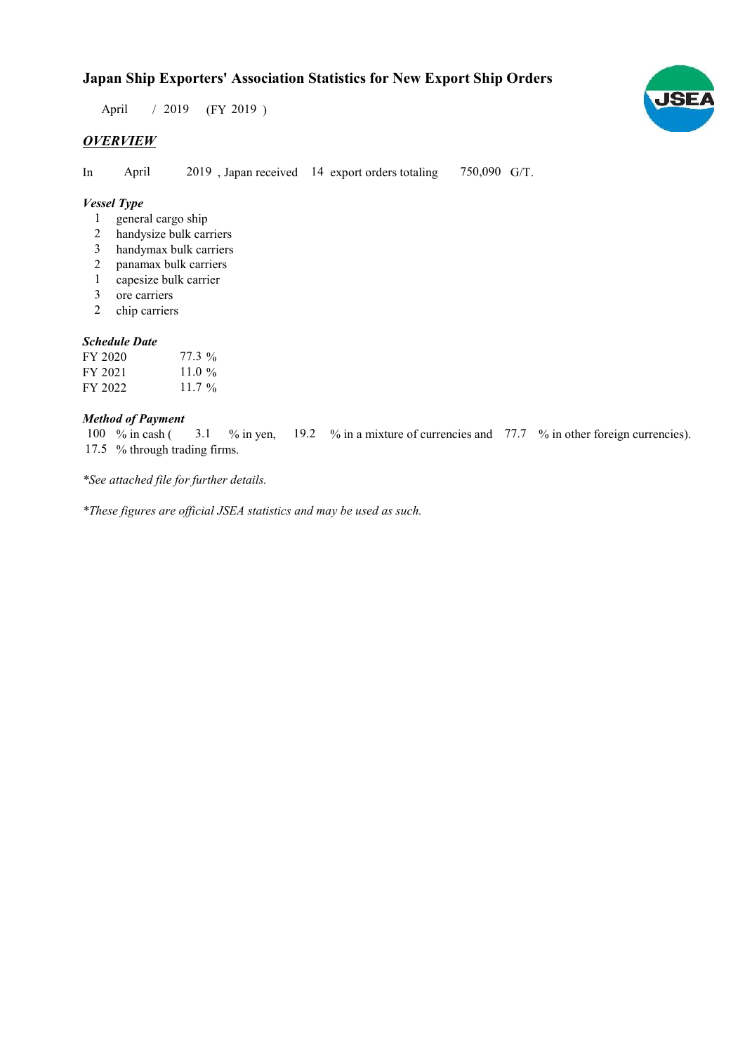# Japan Ship Exporters' Association Statistics for New Export Ship Orders

April / 2019 (FY 2019 )

## *OVERVIEW*

In April 2019 , Japan received 14 export orders totaling 750,090 G/T.

### *Vessel Type*

1 general cargo ship
2 handysize bulk carriers
3 handymax bulk carriers
2 panamax bulk carriers
1 capesize bulk carrier
3 ore carriers
2 chip carriers

### *Schedule Date*

| | |
|---|---|
| FY 2020 | 77.3 % |
| FY 2021 | 11.0 % |
| FY 2022 | 11.7 % |

### *Method of Payment*

100 % in cash ( 3.1 % in yen, 19.2 % in a mixture of currencies and 77.7 % in other foreign currencies).
17.5 % through trading firms.

*\*See attached file for further details.*

*\*These figures are official JSEA statistics and may be used as such.*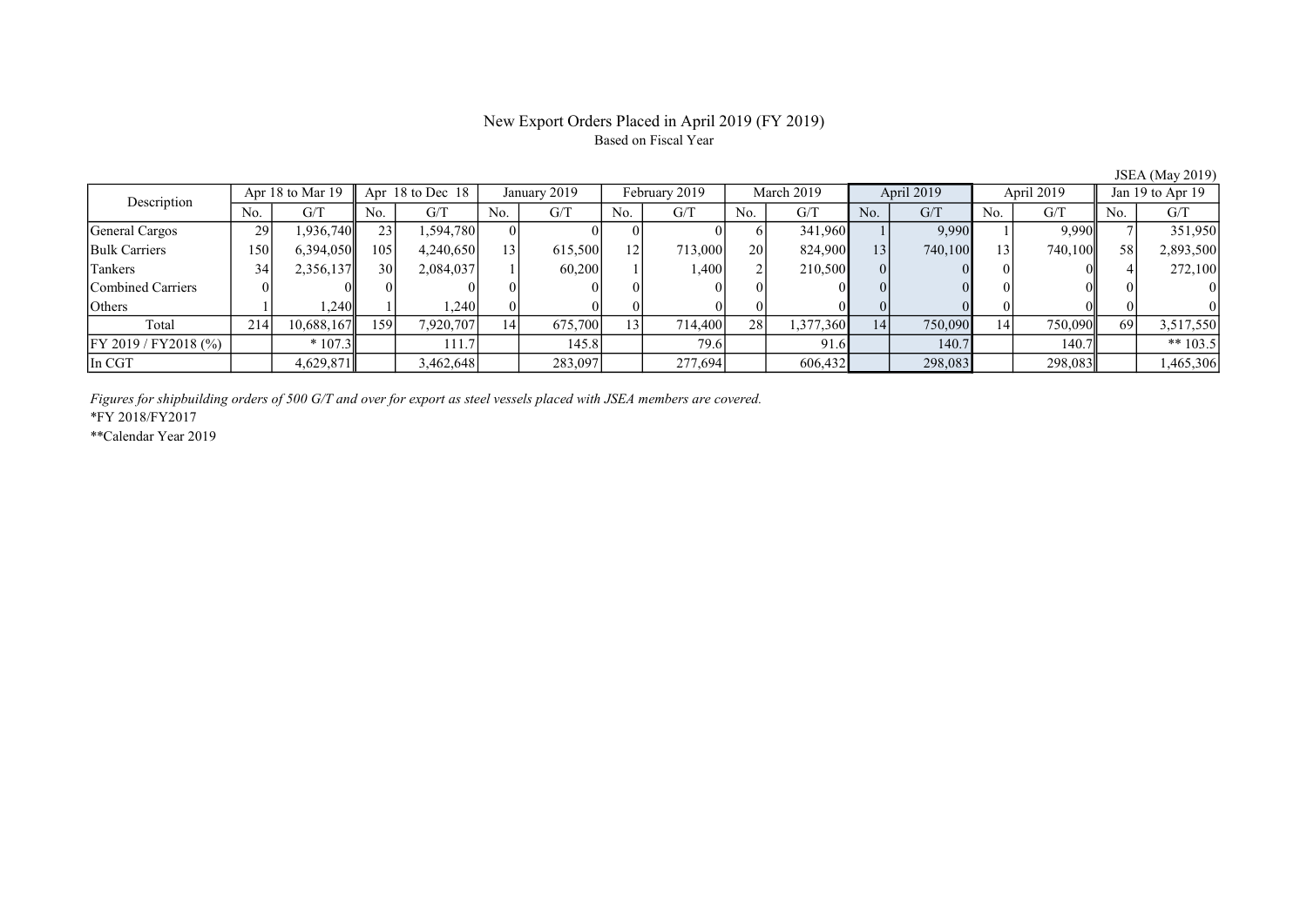# New Export Orders Placed in April 2019 (FY 2019)

Based on Fiscal Year

JSEA (May 2019)

| Description | Apr 18 to Mar 19 | | Apr 18 to Dec 18 | | January 2019 | | February 2019 | | March 2019 | | April 2019 | | April 2019 | | Jan 19 to Apr 19 | |
|---|---|---|---|---|---|---|---|---|---|---|---|---|---|---|---|---|
| | No. | G/T | No. | G/T | No. | G/T | No. | G/T | No. | G/T | No. | G/T | No. | G/T | No. | G/T |
| General Cargos | 29 | 1,936,740 | 23 | 1,594,780 | 0 | 0 | 0 | 0 | 6 | 341,960 | 1 | 9,990 | 1 | 9,990 | 7 | 351,950 |
| Bulk Carriers | 150 | 6,394,050 | 105 | 4,240,650 | 13 | 615,500 | 12 | 713,000 | 20 | 824,900 | 13 | 740,100 | 13 | 740,100 | 58 | 2,893,500 |
| Tankers | 34 | 2,356,137 | 30 | 2,084,037 | 1 | 60,200 | 1 | 1,400 | 2 | 210,500 | 0 | 0 | 0 | 0 | 4 | 272,100 |
| Combined Carriers | 0 | 0 | 0 | 0 | 0 | 0 | 0 | 0 | 0 | 0 | 0 | 0 | 0 | 0 | 0 | 0 |
| Others | 1 | 1,240 | 1 | 1,240 | 0 | 0 | 0 | 0 | 0 | 0 | 0 | 0 | 0 | 0 | 0 | 0 |
| Total | 214 | 10,688,167 | 159 | 7,920,707 | 14 | 675,700 | 13 | 714,400 | 28 | 1,377,360 | 14 | 750,090 | 14 | 750,090 | 69 | 3,517,550 |
| FY 2019 / FY2018 (%) | | * 107.3 | | 111.7 | | 145.8 | | 79.6 | | 91.6 | | 140.7 | | 140.7 | | ** 103.5 |
| In CGT | | 4,629,871 | | 3,462,648 | | 283,097 | | 277,694 | | 606,432 | | 298,083 | | 298,083 | | 1,465,306 |

*Figures for shipbuilding orders of 500 G/T and over for export as steel vessels placed with JSEA members are covered.*

*FY 2018/FY2017

**Calendar Year 2019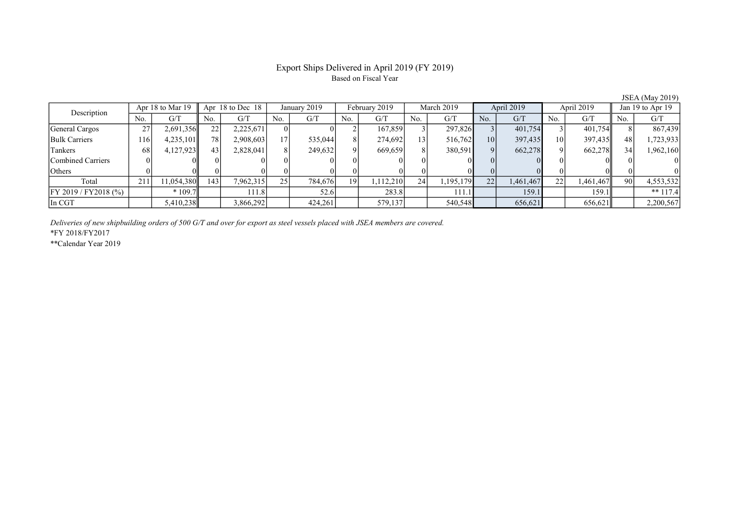# Export Ships Delivered in April 2019 (FY 2019)

Based on Fiscal Year

JSEA (May 2019)

| Description | Apr 18 to Mar 19 | | Apr 18 to Dec 18 | | January 2019 | | February 2019 | | March 2019 | | April 2019 | | April 2019 | | Jan 19 to Apr 19 | |
|---|---|---|---|---|---|---|---|---|---|---|---|---|---|---|---|---|
| | No. | G/T | No. | G/T | No. | G/T | No. | G/T | No. | G/T | No. | G/T | No. | G/T | No. | G/T |
| General Cargos | 27 | 2,691,356 | 22 | 2,225,671 | 0 | 0 | 2 | 167,859 | 3 | 297,826 | 3 | 401,754 | 3 | 401,754 | 8 | 867,439 |
| Bulk Carriers | 116 | 4,235,101 | 78 | 2,908,603 | 17 | 535,044 | 8 | 274,692 | 13 | 516,762 | 10 | 397,435 | 10 | 397,435 | 48 | 1,723,933 |
| Tankers | 68 | 4,127,923 | 43 | 2,828,041 | 8 | 249,632 | 9 | 669,659 | 8 | 380,591 | 9 | 662,278 | 9 | 662,278 | 34 | 1,962,160 |
| Combined Carriers | 0 | 0 | 0 | 0 | 0 | 0 | 0 | 0 | 0 | 0 | 0 | 0 | 0 | 0 | 0 | 0 |
| Others | 0 | 0 | 0 | 0 | 0 | 0 | 0 | 0 | 0 | 0 | 0 | 0 | 0 | 0 | 0 | 0 |
| Total | 211 | 11,054,380 | 143 | 7,962,315 | 25 | 784,676 | 19 | 1,112,210 | 24 | 1,195,179 | 22 | 1,461,467 | 22 | 1,461,467 | 90 | 4,553,532 |
| FY 2019 / FY2018 (%) | | * 109.7 | | 111.8 | | 52.6 | | 283.8 | | 111.1 | | 159.1 | | 159.1 | | ** 117.4 |
| In CGT | | 5,410,238 | | 3,866,292 | | 424,261 | | 579,137 | | 540,548 | | 656,621 | | 656,621 | | 2,200,567 |

*Deliveries of new shipbuilding orders of 500 G/T and over for export as steel vessels placed with JSEA members are covered.*

*FY 2018/FY2017

**Calendar Year 2019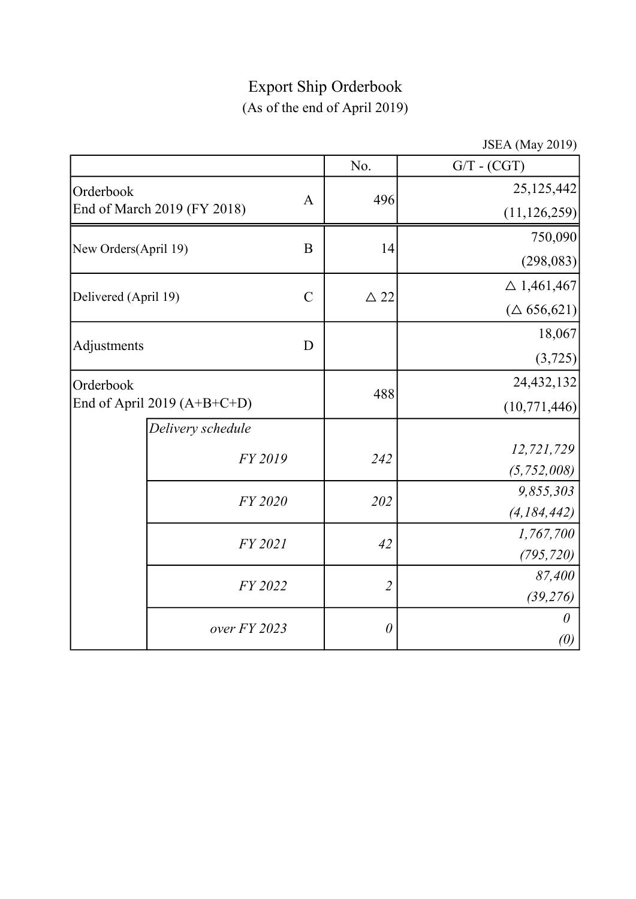# Export Ship Orderbook

(As of the end of April 2019)

JSEA (May 2019)

| | | | No. | G/T - (CGT) |
|---|---|---|---|---|
| Orderbook<br>End of March 2019 (FY 2018) | | A | 496 | 25,125,442<br>(11,126,259) |
| New Orders(April 19) | | B | 14 | 750,090<br>(298,083) |
| Delivered (April 19) | | C | △ 22 | △ 1,461,467<br>(△ 656,621) |
| Adjustments | | D | | 18,067<br>(3,725) |
| Orderbook<br>End of April 2019 (A+B+C+D) | | | 488 | 24,432,132<br>(10,771,446) |
| | *Delivery schedule*<br>*FY 2019* | | *242* | *12,721,729*<br>*(5,752,008)* |
| | *FY 2020* | | *202* | *9,855,303*<br>*(4,184,442)* |
| | *FY 2021* | | *42* | *1,767,700*<br>*(795,720)* |
| | *FY 2022* | | *2* | *87,400*<br>*(39,276)* |
| | *over FY 2023* | | *0* | *0*<br>*(0)* |